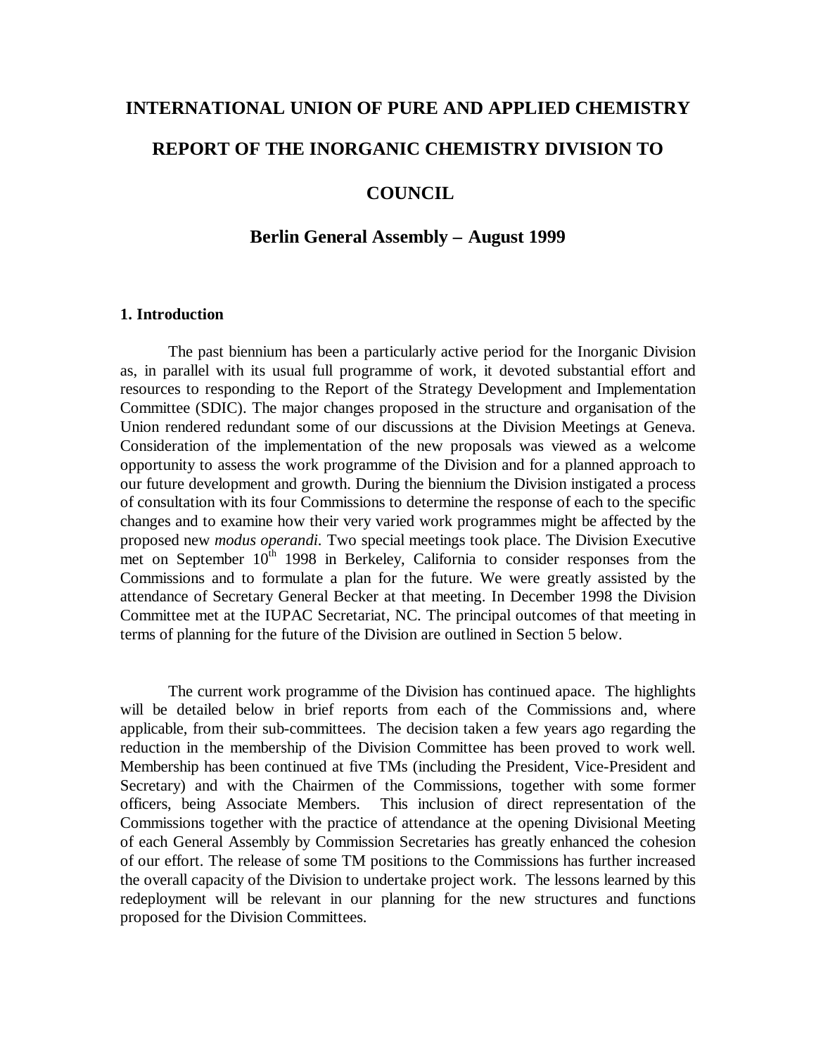# INTERNATIONAL UNION OF PURE AND APPLIED CHEMISTRY

# REPORT OF THE INORGANIC CHEMISTRY DIVISION TO COUNCIL

## Berlin General Assembly – August 1999

### 1. Introduction

The past biennium has been a particularly active period for the Inorganic Division as, in parallel with its usual full programme of work, it devoted substantial effort and resources to responding to the Report of the Strategy Development and Implementation Committee (SDIC). The major changes proposed in the structure and organisation of the Union rendered redundant some of our discussions at the Division Meetings at Geneva. Consideration of the implementation of the new proposals was viewed as a welcome opportunity to assess the work programme of the Division and for a planned approach to our future development and growth. During the biennium the Division instigated a process of consultation with its four Commissions to determine the response of each to the specific changes and to examine how their very varied work programmes might be affected by the proposed new *modus operandi*. Two special meetings took place. The Division Executive met on September 10th 1998 in Berkeley, California to consider responses from the Commissions and to formulate a plan for the future. We were greatly assisted by the attendance of Secretary General Becker at that meeting. In December 1998 the Division Committee met at the IUPAC Secretariat, NC. The principal outcomes of that meeting in terms of planning for the future of the Division are outlined in Section 5 below.

The current work programme of the Division has continued apace. The highlights will be detailed below in brief reports from each of the Commissions and, where applicable, from their sub-committees. The decision taken a few years ago regarding the reduction in the membership of the Division Committee has been proved to work well. Membership has been continued at five TMs (including the President, Vice-President and Secretary) and with the Chairmen of the Commissions, together with some former officers, being Associate Members. This inclusion of direct representation of the Commissions together with the practice of attendance at the opening Divisional Meeting of each General Assembly by Commission Secretaries has greatly enhanced the cohesion of our effort. The release of some TM positions to the Commissions has further increased the overall capacity of the Division to undertake project work. The lessons learned by this redeployment will be relevant in our planning for the new structures and functions proposed for the Division Committees.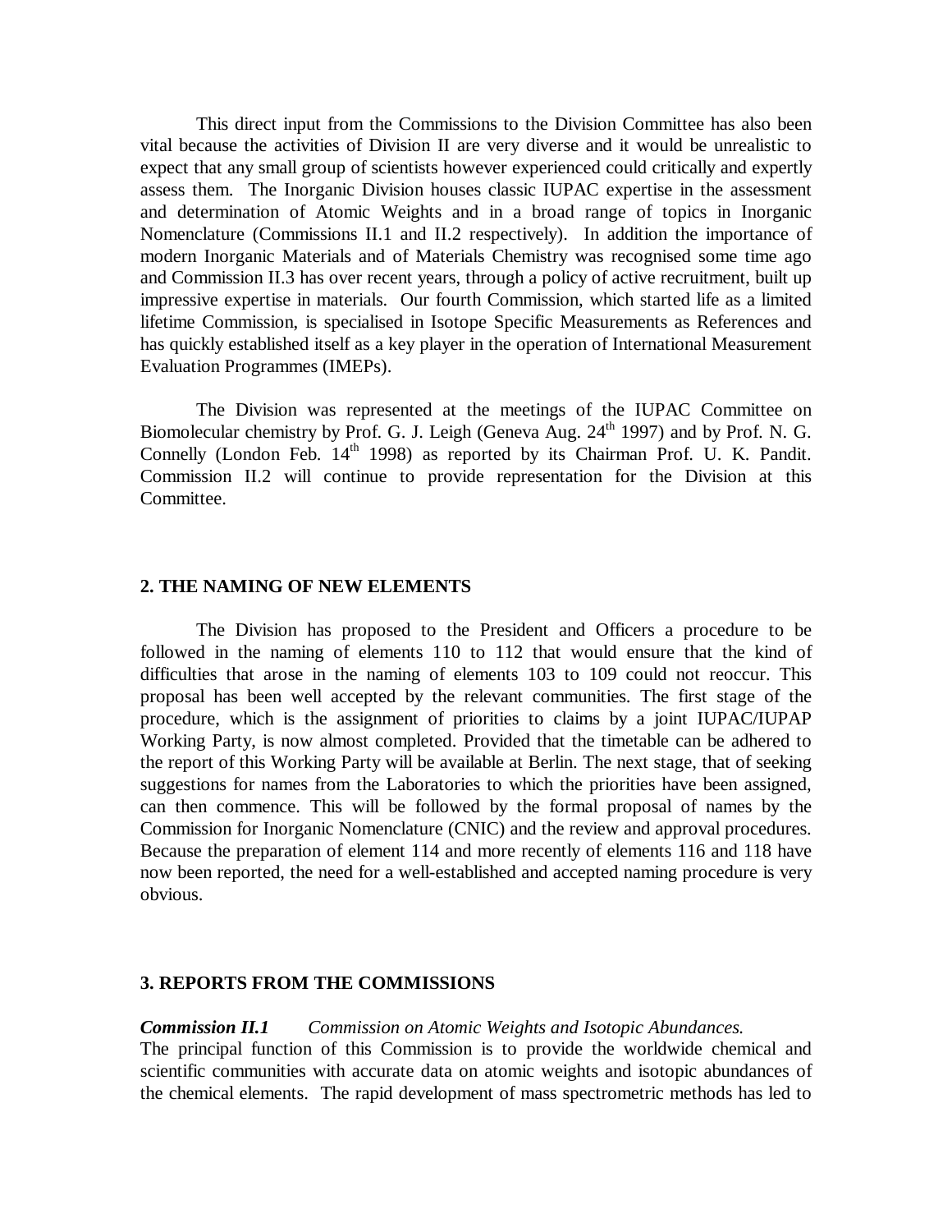This direct input from the Commissions to the Division Committee has also been vital because the activities of Division II are very diverse and it would be unrealistic to expect that any small group of scientists however experienced could critically and expertly assess them. The Inorganic Division houses classic IUPAC expertise in the assessment and determination of Atomic Weights and in a broad range of topics in Inorganic Nomenclature (Commissions II.1 and II.2 respectively). In addition the importance of modern Inorganic Materials and of Materials Chemistry was recognised some time ago and Commission II.3 has over recent years, through a policy of active recruitment, built up impressive expertise in materials. Our fourth Commission, which started life as a limited lifetime Commission, is specialised in Isotope Specific Measurements as References and has quickly established itself as a key player in the operation of International Measurement Evaluation Programmes (IMEPs).

The Division was represented at the meetings of the IUPAC Committee on Biomolecular chemistry by Prof. G. J. Leigh (Geneva Aug. 24th 1997) and by Prof. N. G. Connelly (London Feb. 14th 1998) as reported by its Chairman Prof. U. K. Pandit. Commission II.2 will continue to provide representation for the Division at this Committee.

## 2. THE NAMING OF NEW ELEMENTS

The Division has proposed to the President and Officers a procedure to be followed in the naming of elements 110 to 112 that would ensure that the kind of difficulties that arose in the naming of elements 103 to 109 could not reoccur. This proposal has been well accepted by the relevant communities. The first stage of the procedure, which is the assignment of priorities to claims by a joint IUPAC/IUPAP Working Party, is now almost completed. Provided that the timetable can be adhered to the report of this Working Party will be available at Berlin. The next stage, that of seeking suggestions for names from the Laboratories to which the priorities have been assigned, can then commence. This will be followed by the formal proposal of names by the Commission for Inorganic Nomenclature (CNIC) and the review and approval procedures. Because the preparation of element 114 and more recently of elements 116 and 118 have now been reported, the need for a well-established and accepted naming procedure is very obvious.

## 3. REPORTS FROM THE COMMISSIONS

***Commission II.1*** *Commission on Atomic Weights and Isotopic Abundances.*

The principal function of this Commission is to provide the worldwide chemical and scientific communities with accurate data on atomic weights and isotopic abundances of the chemical elements. The rapid development of mass spectrometric methods has led to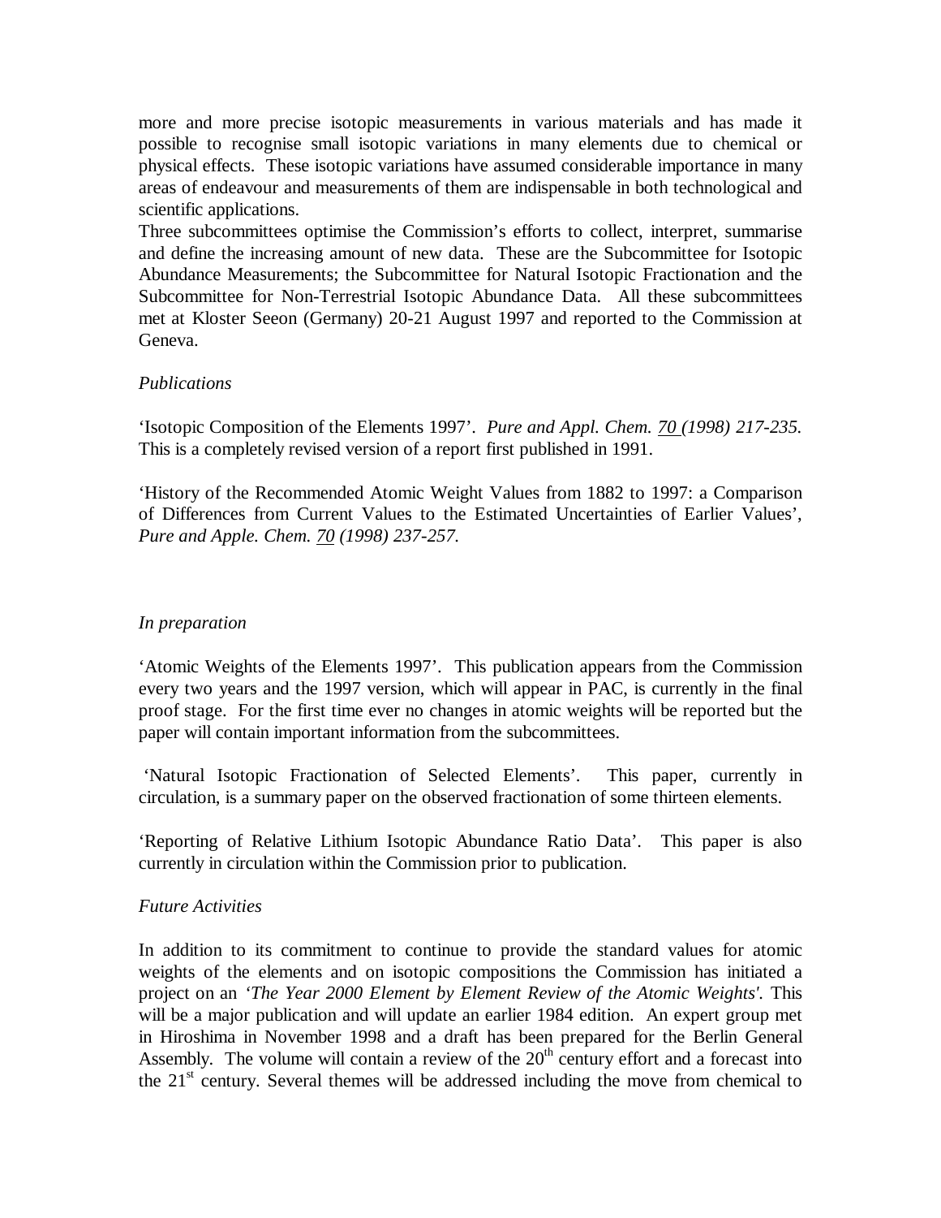more and more precise isotopic measurements in various materials and has made it possible to recognise small isotopic variations in many elements due to chemical or physical effects. These isotopic variations have assumed considerable importance in many areas of endeavour and measurements of them are indispensable in both technological and scientific applications.
Three subcommittees optimise the Commission's efforts to collect, interpret, summarise and define the increasing amount of new data. These are the Subcommittee for Isotopic Abundance Measurements; the Subcommittee for Natural Isotopic Fractionation and the Subcommittee for Non-Terrestrial Isotopic Abundance Data. All these subcommittees met at Kloster Seeon (Germany) 20-21 August 1997 and reported to the Commission at Geneva.

*Publications*

'Isotopic Composition of the Elements 1997'. *Pure and Appl. Chem.* *70 (1998) 217-235.* This is a completely revised version of a report first published in 1991.

'History of the Recommended Atomic Weight Values from 1882 to 1997: a Comparison of Differences from Current Values to the Estimated Uncertainties of Earlier Values', *Pure and Apple. Chem. 70 (1998) 237-257.*

*In preparation*

'Atomic Weights of the Elements 1997'. This publication appears from the Commission every two years and the 1997 version, which will appear in PAC, is currently in the final proof stage. For the first time ever no changes in atomic weights will be reported but the paper will contain important information from the subcommittees.

'Natural Isotopic Fractionation of Selected Elements'. This paper, currently in circulation, is a summary paper on the observed fractionation of some thirteen elements.

'Reporting of Relative Lithium Isotopic Abundance Ratio Data'. This paper is also currently in circulation within the Commission prior to publication.

*Future Activities*

In addition to its commitment to continue to provide the standard values for atomic weights of the elements and on isotopic compositions the Commission has initiated a project on an *'The Year 2000 Element by Element Review of the Atomic Weights'.* This will be a major publication and will update an earlier 1984 edition. An expert group met in Hiroshima in November 1998 and a draft has been prepared for the Berlin General Assembly. The volume will contain a review of the 20th century effort and a forecast into the 21st century. Several themes will be addressed including the move from chemical to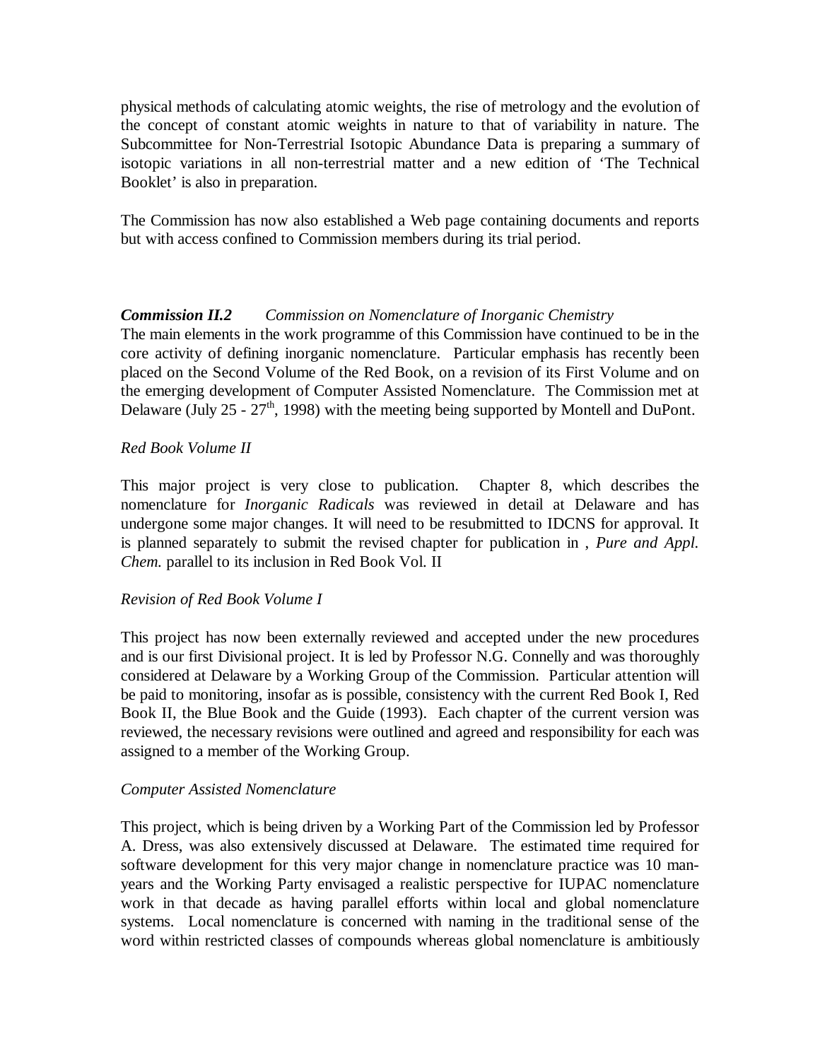physical methods of calculating atomic weights, the rise of metrology and the evolution of the concept of constant atomic weights in nature to that of variability in nature. The Subcommittee for Non-Terrestrial Isotopic Abundance Data is preparing a summary of isotopic variations in all non-terrestrial matter and a new edition of 'The Technical Booklet' is also in preparation.

The Commission has now also established a Web page containing documents and reports but with access confined to Commission members during its trial period.

***Commission II.2*** *Commission on Nomenclature of Inorganic Chemistry*
The main elements in the work programme of this Commission have continued to be in the core activity of defining inorganic nomenclature. Particular emphasis has recently been placed on the Second Volume of the Red Book, on a revision of its First Volume and on the emerging development of Computer Assisted Nomenclature. The Commission met at Delaware (July 25 - 27th, 1998) with the meeting being supported by Montell and DuPont.

*Red Book Volume II*

This major project is very close to publication. Chapter 8, which describes the nomenclature for *Inorganic Radicals* was reviewed in detail at Delaware and has undergone some major changes. It will need to be resubmitted to IDCNS for approval. It is planned separately to submit the revised chapter for publication in , *Pure and Appl. Chem.* parallel to its inclusion in Red Book Vol. II

*Revision of Red Book Volume I*

This project has now been externally reviewed and accepted under the new procedures and is our first Divisional project. It is led by Professor N.G. Connelly and was thoroughly considered at Delaware by a Working Group of the Commission. Particular attention will be paid to monitoring, insofar as is possible, consistency with the current Red Book I, Red Book II, the Blue Book and the Guide (1993). Each chapter of the current version was reviewed, the necessary revisions were outlined and agreed and responsibility for each was assigned to a member of the Working Group.

*Computer Assisted Nomenclature*

This project, which is being driven by a Working Part of the Commission led by Professor A. Dress, was also extensively discussed at Delaware. The estimated time required for software development for this very major change in nomenclature practice was 10 man-years and the Working Party envisaged a realistic perspective for IUPAC nomenclature work in that decade as having parallel efforts within local and global nomenclature systems. Local nomenclature is concerned with naming in the traditional sense of the word within restricted classes of compounds whereas global nomenclature is ambitiously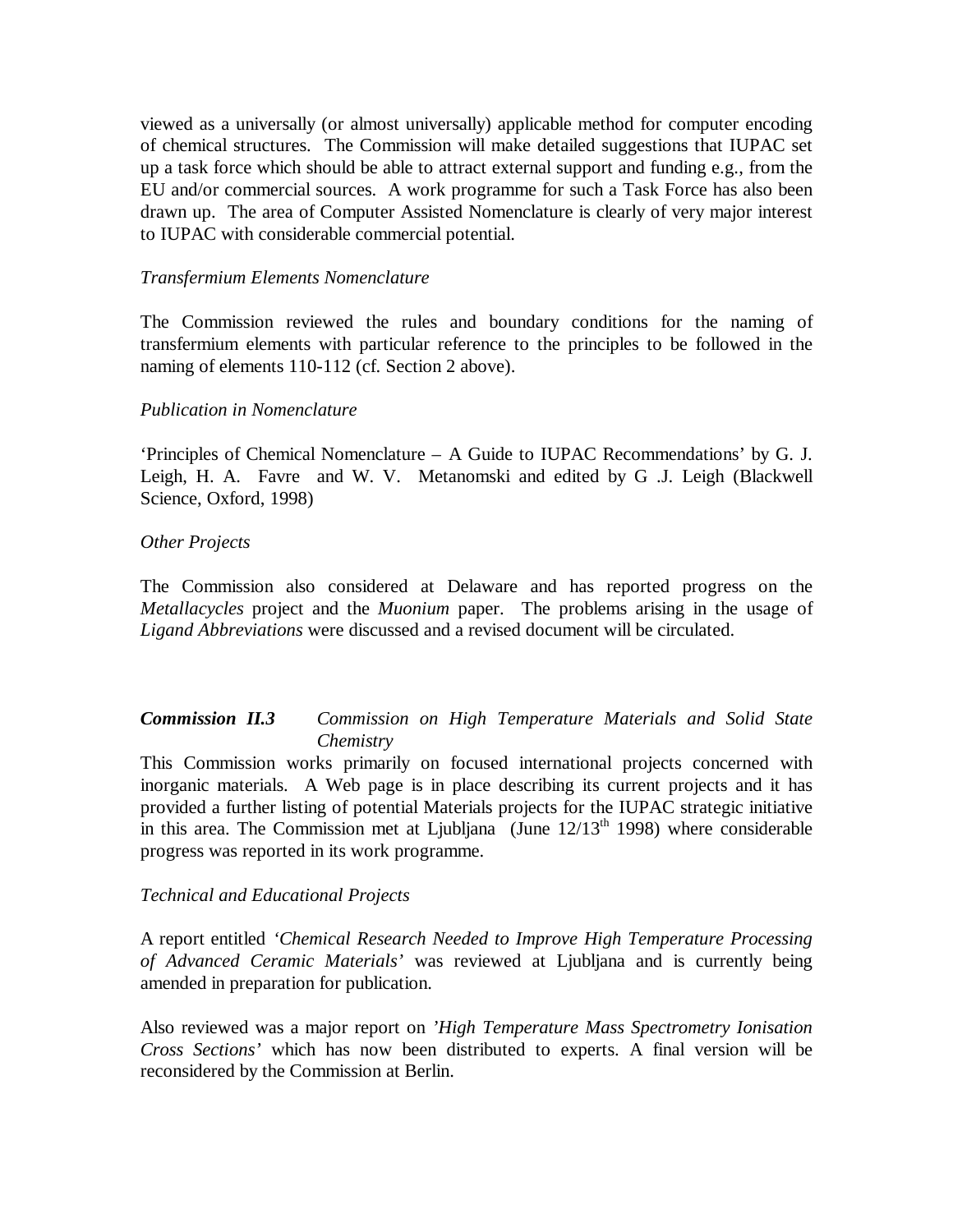viewed as a universally (or almost universally) applicable method for computer encoding of chemical structures. The Commission will make detailed suggestions that IUPAC set up a task force which should be able to attract external support and funding e.g., from the EU and/or commercial sources. A work programme for such a Task Force has also been drawn up. The area of Computer Assisted Nomenclature is clearly of very major interest to IUPAC with considerable commercial potential.

*Transfermium Elements Nomenclature*

The Commission reviewed the rules and boundary conditions for the naming of transfermium elements with particular reference to the principles to be followed in the naming of elements 110-112 (cf. Section 2 above).

*Publication in Nomenclature*

'Principles of Chemical Nomenclature – A Guide to IUPAC Recommendations' by G. J. Leigh, H. A. Favre and W. V. Metanomski and edited by G .J. Leigh (Blackwell Science, Oxford, 1998)

*Other Projects*

The Commission also considered at Delaware and has reported progress on the *Metallacycles* project and the *Muonium* paper. The problems arising in the usage of *Ligand Abbreviations* were discussed and a revised document will be circulated.

***Commission II.3*** *Commission on High Temperature Materials and Solid State Chemistry*

This Commission works primarily on focused international projects concerned with inorganic materials. A Web page is in place describing its current projects and it has provided a further listing of potential Materials projects for the IUPAC strategic initiative in this area. The Commission met at Ljubljana (June 12/13[th] 1998) where considerable progress was reported in its work programme.

*Technical and Educational Projects*

A report entitled *'Chemical Research Needed to Improve High Temperature Processing of Advanced Ceramic Materials'* was reviewed at Ljubljana and is currently being amended in preparation for publication.

Also reviewed was a major report on *'High Temperature Mass Spectrometry Ionisation Cross Sections'* which has now been distributed to experts. A final version will be reconsidered by the Commission at Berlin.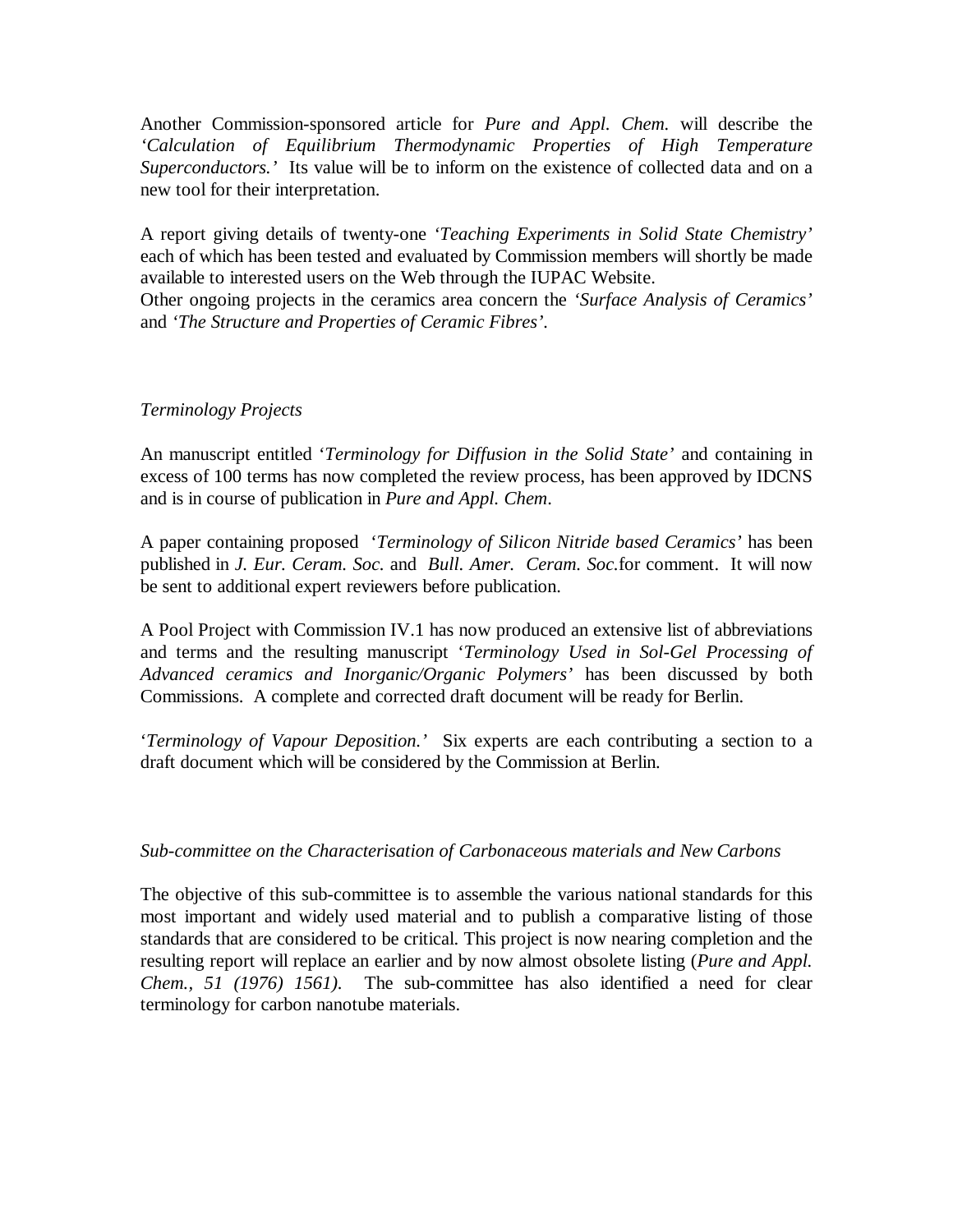Another Commission-sponsored article for *Pure and Appl. Chem.* will describe the *'Calculation of Equilibrium Thermodynamic Properties of High Temperature Superconductors.'* Its value will be to inform on the existence of collected data and on a new tool for their interpretation.

A report giving details of twenty-one *'Teaching Experiments in Solid State Chemistry'* each of which has been tested and evaluated by Commission members will shortly be made available to interested users on the Web through the IUPAC Website.
Other ongoing projects in the ceramics area concern the *'Surface Analysis of Ceramics'* and *'The Structure and Properties of Ceramic Fibres'*.

*Terminology Projects*

An manuscript entitled '*Terminology for Diffusion in the Solid State'* and containing in excess of 100 terms has now completed the review process, has been approved by IDCNS and is in course of publication in *Pure and Appl. Chem*.

A paper containing proposed *'Terminology of Silicon Nitride based Ceramics'* has been published in *J. Eur. Ceram. Soc.* and *Bull. Amer. Ceram. Soc.*for comment. It will now be sent to additional expert reviewers before publication.

A Pool Project with Commission IV.1 has now produced an extensive list of abbreviations and terms and the resulting manuscript '*Terminology Used in Sol-Gel Processing of Advanced ceramics and Inorganic/Organic Polymers'* has been discussed by both Commissions. A complete and corrected draft document will be ready for Berlin.

'*Terminology of Vapour Deposition.'* Six experts are each contributing a section to a draft document which will be considered by the Commission at Berlin.

*Sub-committee on the Characterisation of Carbonaceous materials and New Carbons*

The objective of this sub-committee is to assemble the various national standards for this most important and widely used material and to publish a comparative listing of those standards that are considered to be critical. This project is now nearing completion and the resulting report will replace an earlier and by now almost obsolete listing (*Pure and Appl. Chem., 51 (1976) 1561).* The sub-committee has also identified a need for clear terminology for carbon nanotube materials.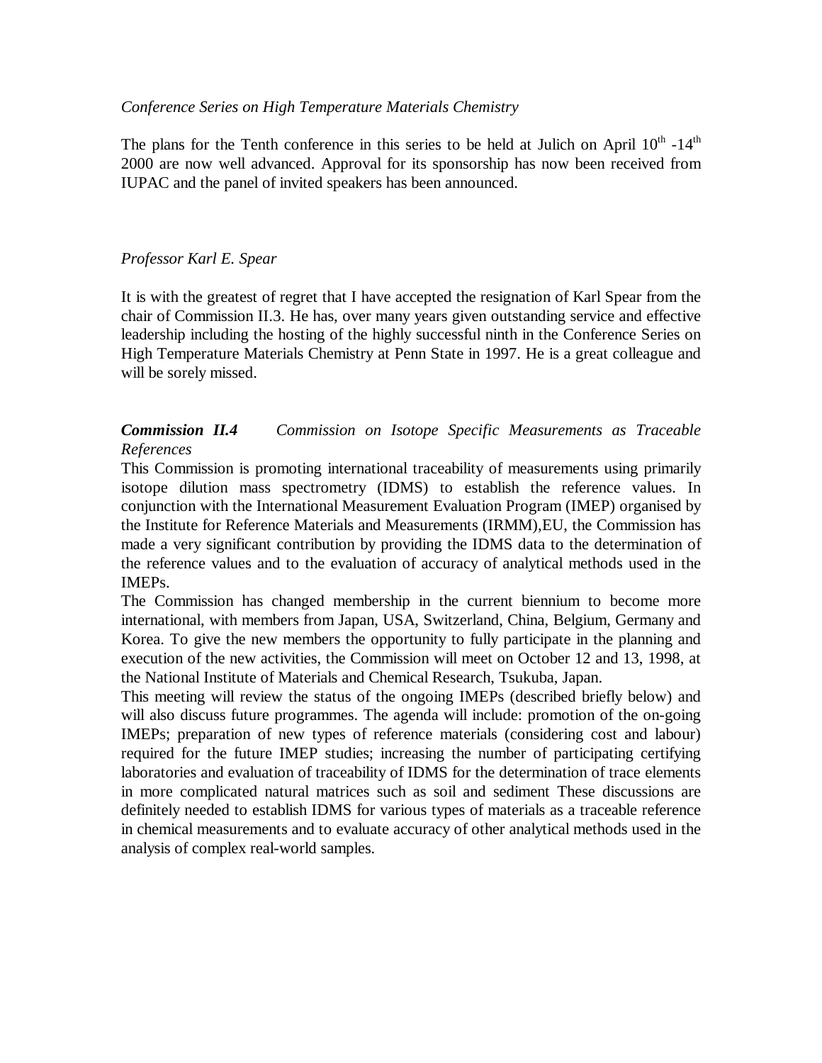*Conference Series on High Temperature Materials Chemistry*

The plans for the Tenth conference in this series to be held at Julich on April $10^{th}$ -$14^{th}$ 2000 are now well advanced. Approval for its sponsorship has now been received from IUPAC and the panel of invited speakers has been announced.

*Professor Karl E. Spear*

It is with the greatest of regret that I have accepted the resignation of Karl Spear from the chair of Commission II.3. He has, over many years given outstanding service and effective leadership including the hosting of the highly successful ninth in the Conference Series on High Temperature Materials Chemistry at Penn State in 1997. He is a great colleague and will be sorely missed.

***Commission II.4*** *Commission on Isotope Specific Measurements as Traceable References*

This Commission is promoting international traceability of measurements using primarily isotope dilution mass spectrometry (IDMS) to establish the reference values. In conjunction with the International Measurement Evaluation Program (IMEP) organised by the Institute for Reference Materials and Measurements (IRMM),EU, the Commission has made a very significant contribution by providing the IDMS data to the determination of the reference values and to the evaluation of accuracy of analytical methods used in the IMEPs.

The Commission has changed membership in the current biennium to become more international, with members from Japan, USA, Switzerland, China, Belgium, Germany and Korea. To give the new members the opportunity to fully participate in the planning and execution of the new activities, the Commission will meet on October 12 and 13, 1998, at the National Institute of Materials and Chemical Research, Tsukuba, Japan.

This meeting will review the status of the ongoing IMEPs (described briefly below) and will also discuss future programmes. The agenda will include: promotion of the on-going IMEPs; preparation of new types of reference materials (considering cost and labour) required for the future IMEP studies; increasing the number of participating certifying laboratories and evaluation of traceability of IDMS for the determination of trace elements in more complicated natural matrices such as soil and sediment These discussions are definitely needed to establish IDMS for various types of materials as a traceable reference in chemical measurements and to evaluate accuracy of other analytical methods used in the analysis of complex real-world samples.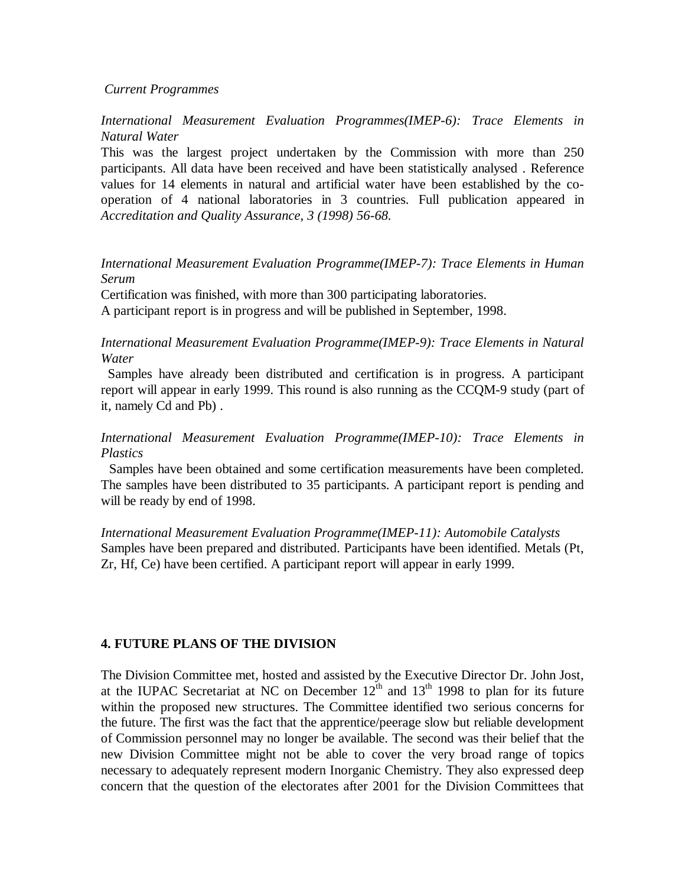*Current Programmes*

*International Measurement Evaluation Programmes(IMEP-6): Trace Elements in Natural Water*

This was the largest project undertaken by the Commission with more than 250 participants. All data have been received and have been statistically analysed . Reference values for 14 elements in natural and artificial water have been established by the co-operation of 4 national laboratories in 3 countries. Full publication appeared in *Accreditation and Quality Assurance, 3 (1998) 56-68.*

*International Measurement Evaluation Programme(IMEP-7): Trace Elements in Human Serum*

Certification was finished, with more than 300 participating laboratories.
A participant report is in progress and will be published in September, 1998.

*International Measurement Evaluation Programme(IMEP-9): Trace Elements in Natural Water*

Samples have already been distributed and certification is in progress. A participant report will appear in early 1999. This round is also running as the CCQM-9 study (part of it, namely Cd and Pb) .

*International Measurement Evaluation Programme(IMEP-10): Trace Elements in Plastics*

Samples have been obtained and some certification measurements have been completed. The samples have been distributed to 35 participants. A participant report is pending and will be ready by end of 1998.

*International Measurement Evaluation Programme(IMEP-11): Automobile Catalysts*

Samples have been prepared and distributed. Participants have been identified. Metals (Pt, Zr, Hf, Ce) have been certified. A participant report will appear in early 1999.

## 4. FUTURE PLANS OF THE DIVISION

The Division Committee met, hosted and assisted by the Executive Director Dr. John Jost, at the IUPAC Secretariat at NC on December 12th and 13th 1998 to plan for its future within the proposed new structures. The Committee identified two serious concerns for the future. The first was the fact that the apprentice/peerage slow but reliable development of Commission personnel may no longer be available. The second was their belief that the new Division Committee might not be able to cover the very broad range of topics necessary to adequately represent modern Inorganic Chemistry. They also expressed deep concern that the question of the electorates after 2001 for the Division Committees that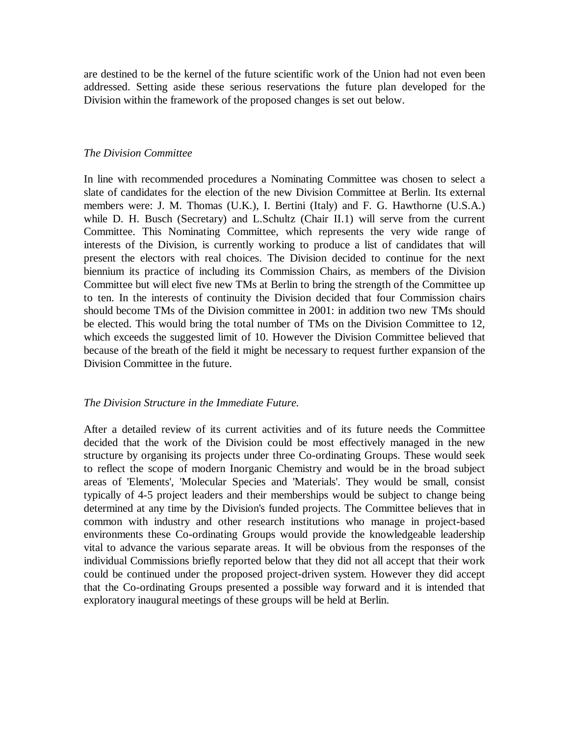are destined to be the kernel of the future scientific work of the Union had not even been addressed. Setting aside these serious reservations the future plan developed for the Division within the framework of the proposed changes is set out below.

*The Division Committee*

In line with recommended procedures a Nominating Committee was chosen to select a slate of candidates for the election of the new Division Committee at Berlin. Its external members were: J. M. Thomas (U.K.), I. Bertini (Italy) and F. G. Hawthorne (U.S.A.) while D. H. Busch (Secretary) and L.Schultz (Chair II.1) will serve from the current Committee. This Nominating Committee, which represents the very wide range of interests of the Division, is currently working to produce a list of candidates that will present the electors with real choices. The Division decided to continue for the next biennium its practice of including its Commission Chairs, as members of the Division Committee but will elect five new TMs at Berlin to bring the strength of the Committee up to ten. In the interests of continuity the Division decided that four Commission chairs should become TMs of the Division committee in 2001: in addition two new TMs should be elected. This would bring the total number of TMs on the Division Committee to 12, which exceeds the suggested limit of 10. However the Division Committee believed that because of the breath of the field it might be necessary to request further expansion of the Division Committee in the future.

*The Division Structure in the Immediate Future.*

After a detailed review of its current activities and of its future needs the Committee decided that the work of the Division could be most effectively managed in the new structure by organising its projects under three Co-ordinating Groups. These would seek to reflect the scope of modern Inorganic Chemistry and would be in the broad subject areas of 'Elements', 'Molecular Species and 'Materials'. They would be small, consist typically of 4-5 project leaders and their memberships would be subject to change being determined at any time by the Division's funded projects. The Committee believes that in common with industry and other research institutions who manage in project-based environments these Co-ordinating Groups would provide the knowledgeable leadership vital to advance the various separate areas. It will be obvious from the responses of the individual Commissions briefly reported below that they did not all accept that their work could be continued under the proposed project-driven system. However they did accept that the Co-ordinating Groups presented a possible way forward and it is intended that exploratory inaugural meetings of these groups will be held at Berlin.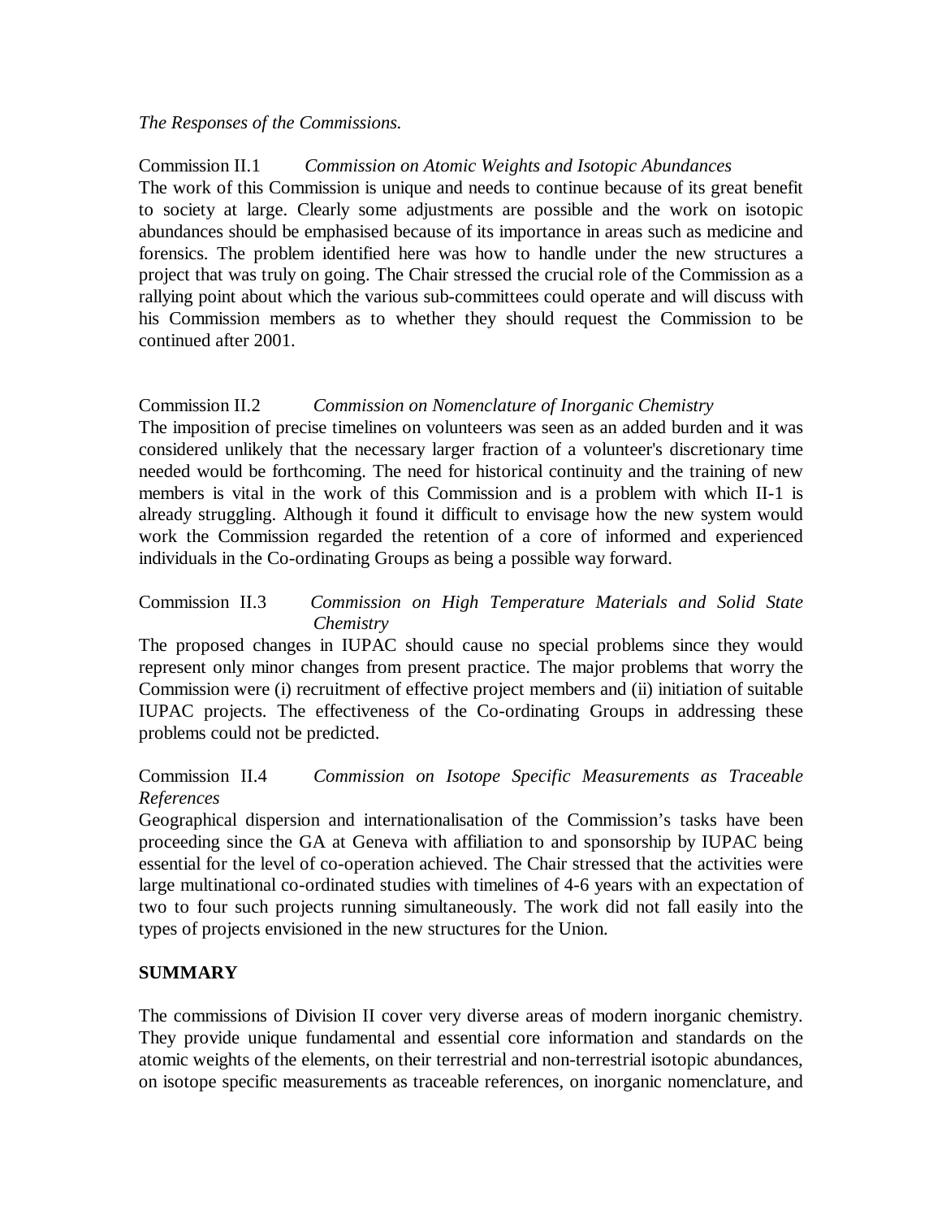*The Responses of the Commissions.*

Commission II.1 *Commission on Atomic Weights and Isotopic Abundances*

The work of this Commission is unique and needs to continue because of its great benefit to society at large. Clearly some adjustments are possible and the work on isotopic abundances should be emphasised because of its importance in areas such as medicine and forensics. The problem identified here was how to handle under the new structures a project that was truly on going. The Chair stressed the crucial role of the Commission as a rallying point about which the various sub-committees could operate and will discuss with his Commission members as to whether they should request the Commission to be continued after 2001.

Commission II.2 *Commission on Nomenclature of Inorganic Chemistry*

The imposition of precise timelines on volunteers was seen as an added burden and it was considered unlikely that the necessary larger fraction of a volunteer's discretionary time needed would be forthcoming. The need for historical continuity and the training of new members is vital in the work of this Commission and is a problem with which II-1 is already struggling. Although it found it difficult to envisage how the new system would work the Commission regarded the retention of a core of informed and experienced individuals in the Co-ordinating Groups as being a possible way forward.

Commission II.3 *Commission on High Temperature Materials and Solid State Chemistry*

The proposed changes in IUPAC should cause no special problems since they would represent only minor changes from present practice. The major problems that worry the Commission were (i) recruitment of effective project members and (ii) initiation of suitable IUPAC projects. The effectiveness of the Co-ordinating Groups in addressing these problems could not be predicted.

Commission II.4 *Commission on Isotope Specific Measurements as Traceable References*

Geographical dispersion and internationalisation of the Commission's tasks have been proceeding since the GA at Geneva with affiliation to and sponsorship by IUPAC being essential for the level of co-operation achieved. The Chair stressed that the activities were large multinational co-ordinated studies with timelines of 4-6 years with an expectation of two to four such projects running simultaneously. The work did not fall easily into the types of projects envisioned in the new structures for the Union.

**SUMMARY**

The commissions of Division II cover very diverse areas of modern inorganic chemistry. They provide unique fundamental and essential core information and standards on the atomic weights of the elements, on their terrestrial and non-terrestrial isotopic abundances, on isotope specific measurements as traceable references, on inorganic nomenclature, and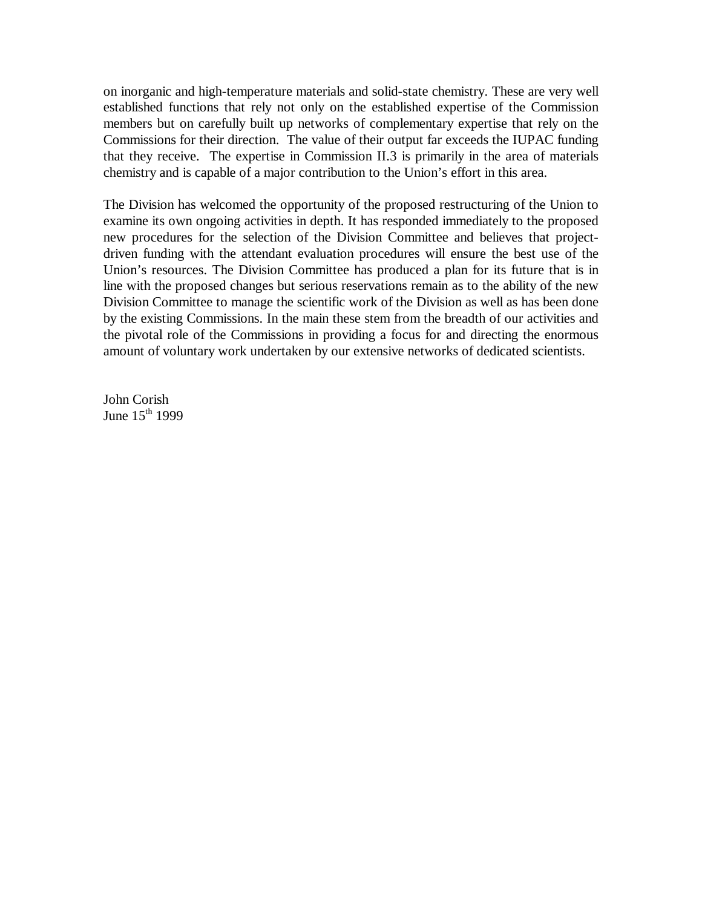on inorganic and high-temperature materials and solid-state chemistry. These are very well established functions that rely not only on the established expertise of the Commission members but on carefully built up networks of complementary expertise that rely on the Commissions for their direction. The value of their output far exceeds the IUPAC funding that they receive. The expertise in Commission II.3 is primarily in the area of materials chemistry and is capable of a major contribution to the Union's effort in this area.

The Division has welcomed the opportunity of the proposed restructuring of the Union to examine its own ongoing activities in depth. It has responded immediately to the proposed new procedures for the selection of the Division Committee and believes that project-driven funding with the attendant evaluation procedures will ensure the best use of the Union's resources. The Division Committee has produced a plan for its future that is in line with the proposed changes but serious reservations remain as to the ability of the new Division Committee to manage the scientific work of the Division as well as has been done by the existing Commissions. In the main these stem from the breadth of our activities and the pivotal role of the Commissions in providing a focus for and directing the enormous amount of voluntary work undertaken by our extensive networks of dedicated scientists.

John Corish
June 15th 1999